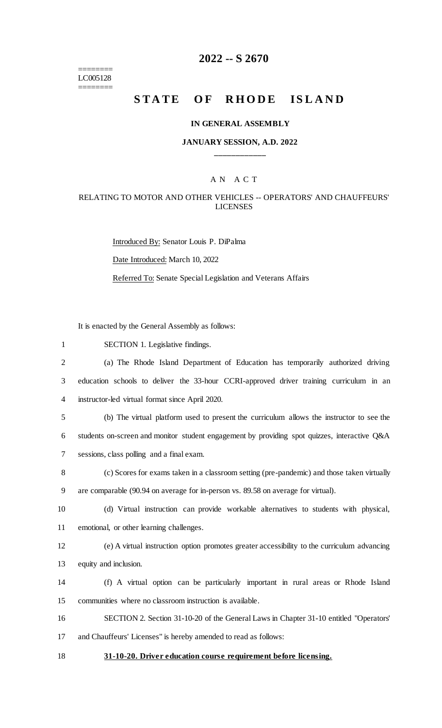========
LC005128
========

# 2022 -- S 2670

# STATE OF RHODE ISLAND

### IN GENERAL ASSEMBLY

### JANUARY SESSION, A.D. 2022

\_\_\_\_\_\_\_\_\_\_\_\_

A N A C T

RELATING TO MOTOR AND OTHER VEHICLES -- OPERATORS' AND CHAUFFEURS' LICENSES

Introduced By: Senator Louis P. DiPalma

Date Introduced: March 10, 2022

Referred To: Senate Special Legislation and Veterans Affairs

It is enacted by the General Assembly as follows:

SECTION 1. Legislative findings.

(a) The Rhode Island Department of Education has temporarily authorized driving education schools to deliver the 33-hour CCRI-approved driver training curriculum in an instructor-led virtual format since April 2020.

(b) The virtual platform used to present the curriculum allows the instructor to see the students on-screen and monitor student engagement by providing spot quizzes, interactive Q&A sessions, class polling and a final exam.

(c) Scores for exams taken in a classroom setting (pre-pandemic) and those taken virtually are comparable (90.94 on average for in-person vs. 89.58 on average for virtual).

(d) Virtual instruction can provide workable alternatives to students with physical, emotional, or other learning challenges.

(e) A virtual instruction option promotes greater accessibility to the curriculum advancing equity and inclusion.

(f) A virtual option can be particularly important in rural areas or Rhode Island communities where no classroom instruction is available.

SECTION 2. Section 31-10-20 of the General Laws in Chapter 31-10 entitled "Operators' and Chauffeurs' Licenses" is hereby amended to read as follows:

**31-10-20. Driver education course requirement before licensing.**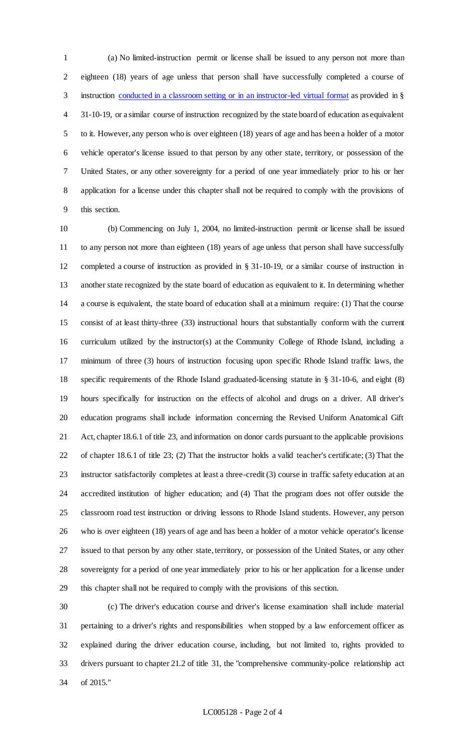(a) No limited-instruction permit or license shall be issued to any person not more than eighteen (18) years of age unless that person shall have successfully completed a course of instruction conducted in a classroom setting or in an instructor-led virtual format as provided in § 31-10-19, or a similar course of instruction recognized by the state board of education as equivalent to it. However, any person who is over eighteen (18) years of age and has been a holder of a motor vehicle operator's license issued to that person by any other state, territory, or possession of the United States, or any other sovereignty for a period of one year immediately prior to his or her application for a license under this chapter shall not be required to comply with the provisions of this section.

(b) Commencing on July 1, 2004, no limited-instruction permit or license shall be issued to any person not more than eighteen (18) years of age unless that person shall have successfully completed a course of instruction as provided in § 31-10-19, or a similar course of instruction in another state recognized by the state board of education as equivalent to it. In determining whether a course is equivalent, the state board of education shall at a minimum require: (1) That the course consist of at least thirty-three (33) instructional hours that substantially conform with the current curriculum utilized by the instructor(s) at the Community College of Rhode Island, including a minimum of three (3) hours of instruction focusing upon specific Rhode Island traffic laws, the specific requirements of the Rhode Island graduated-licensing statute in § 31-10-6, and eight (8) hours specifically for instruction on the effects of alcohol and drugs on a driver. All driver's education programs shall include information concerning the Revised Uniform Anatomical Gift Act, chapter 18.6.1 of title 23, and information on donor cards pursuant to the applicable provisions of chapter 18.6.1 of title 23; (2) That the instructor holds a valid teacher's certificate; (3) That the instructor satisfactorily completes at least a three-credit (3) course in traffic safety education at an accredited institution of higher education; and (4) That the program does not offer outside the classroom road test instruction or driving lessons to Rhode Island students. However, any person who is over eighteen (18) years of age and has been a holder of a motor vehicle operator's license issued to that person by any other state, territory, or possession of the United States, or any other sovereignty for a period of one year immediately prior to his or her application for a license under this chapter shall not be required to comply with the provisions of this section.

(c) The driver's education course and driver's license examination shall include material pertaining to a driver's rights and responsibilities when stopped by a law enforcement officer as explained during the driver education course, including, but not limited to, rights provided to drivers pursuant to chapter 21.2 of title 31, the "comprehensive community-police relationship act of 2015."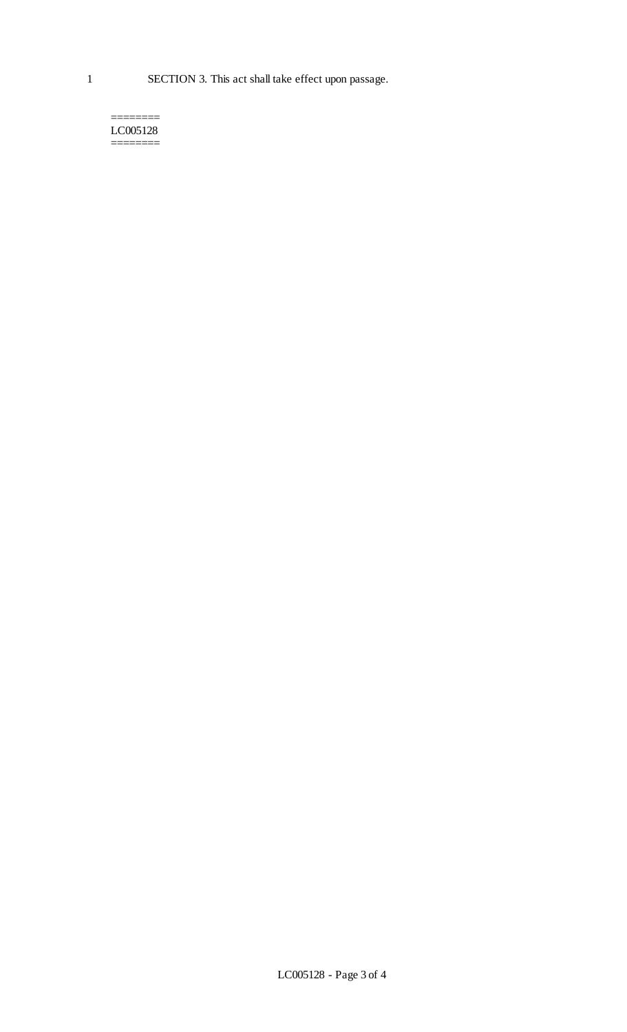SECTION 3. This act shall take effect upon passage.

========
LC005128
========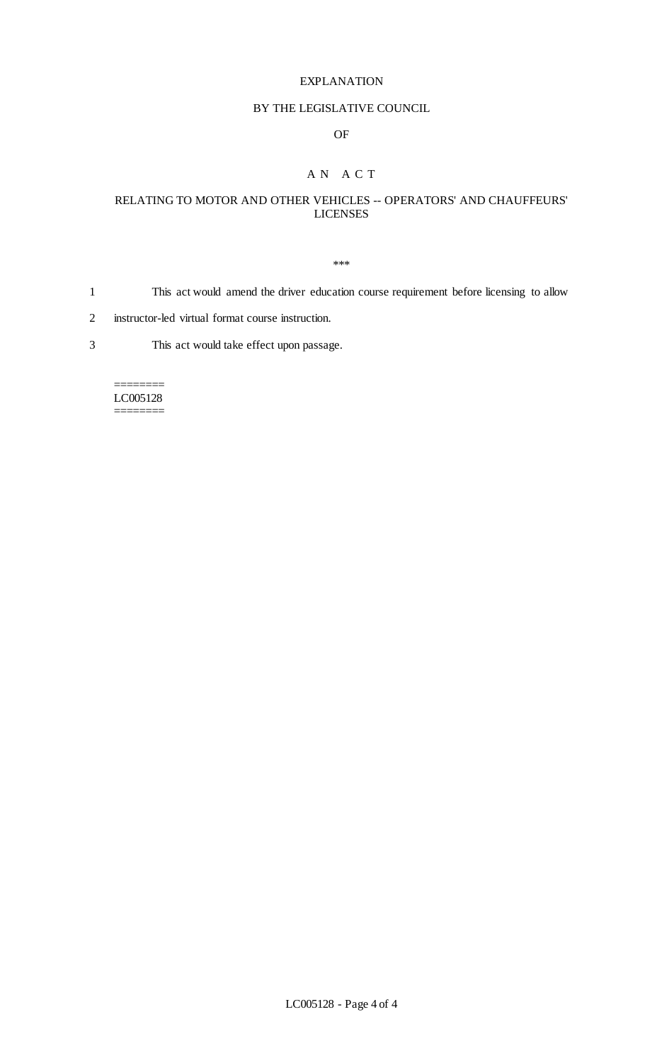EXPLANATION

BY THE LEGISLATIVE COUNCIL

OF

# A N A C T

RELATING TO MOTOR AND OTHER VEHICLES -- OPERATORS' AND CHAUFFEURS' LICENSES

\*\*\*

1 This act would amend the driver education course requirement before licensing to allow
2 instructor-led virtual format course instruction.
3 This act would take effect upon passage.

========
LC005128
========